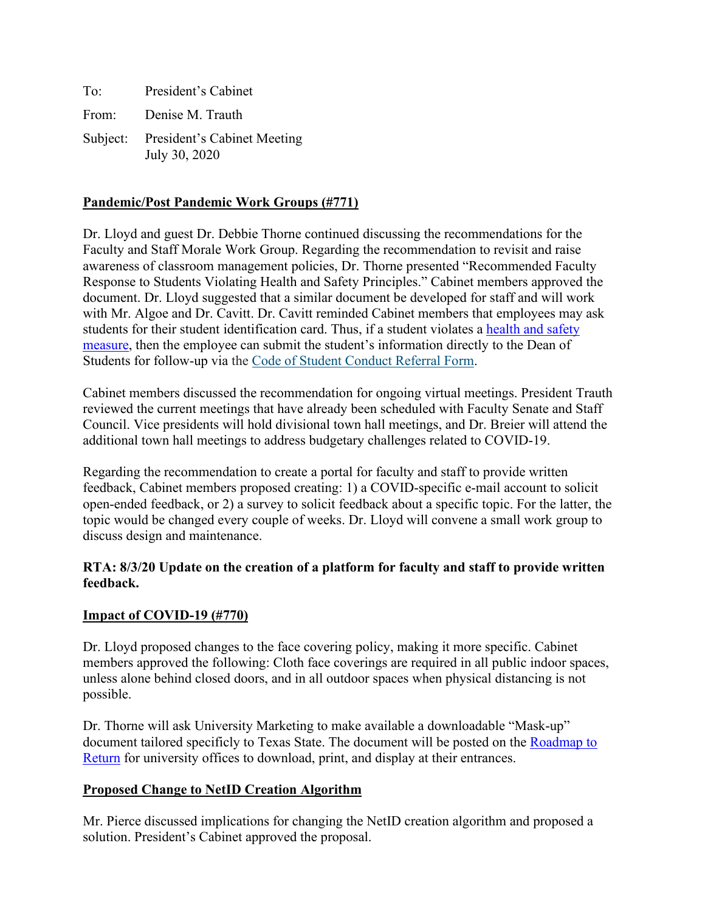To: President's Cabinet

From: Denise M. Trauth

Subject: President's Cabinet Meeting
July 30, 2020

**Pandemic/Post Pandemic Work Groups (#771)**

Dr. Lloyd and guest Dr. Debbie Thorne continued discussing the recommendations for the Faculty and Staff Morale Work Group. Regarding the recommendation to revisit and raise awareness of classroom management policies, Dr. Thorne presented "Recommended Faculty Response to Students Violating Health and Safety Principles." Cabinet members approved the document. Dr. Lloyd suggested that a similar document be developed for staff and will work with Mr. Algoe and Dr. Cavitt. Dr. Cavitt reminded Cabinet members that employees may ask students for their student identification card. Thus, if a student violates a health and safety measure, then the employee can submit the student's information directly to the Dean of Students for follow-up via the Code of Student Conduct Referral Form.

Cabinet members discussed the recommendation for ongoing virtual meetings. President Trauth reviewed the current meetings that have already been scheduled with Faculty Senate and Staff Council. Vice presidents will hold divisional town hall meetings, and Dr. Breier will attend the additional town hall meetings to address budgetary challenges related to COVID-19.

Regarding the recommendation to create a portal for faculty and staff to provide written feedback, Cabinet members proposed creating: 1) a COVID-specific e-mail account to solicit open-ended feedback, or 2) a survey to solicit feedback about a specific topic. For the latter, the topic would be changed every couple of weeks. Dr. Lloyd will convene a small work group to discuss design and maintenance.

**RTA: 8/3/20 Update on the creation of a platform for faculty and staff to provide written feedback.**

**Impact of COVID-19 (#770)**

Dr. Lloyd proposed changes to the face covering policy, making it more specific. Cabinet members approved the following: Cloth face coverings are required in all public indoor spaces, unless alone behind closed doors, and in all outdoor spaces when physical distancing is not possible.

Dr. Thorne will ask University Marketing to make available a downloadable "Mask-up" document tailored specifically to Texas State. The document will be posted on the Roadmap to Return for university offices to download, print, and display at their entrances.

**Proposed Change to NetID Creation Algorithm**

Mr. Pierce discussed implications for changing the NetID creation algorithm and proposed a solution. President's Cabinet approved the proposal.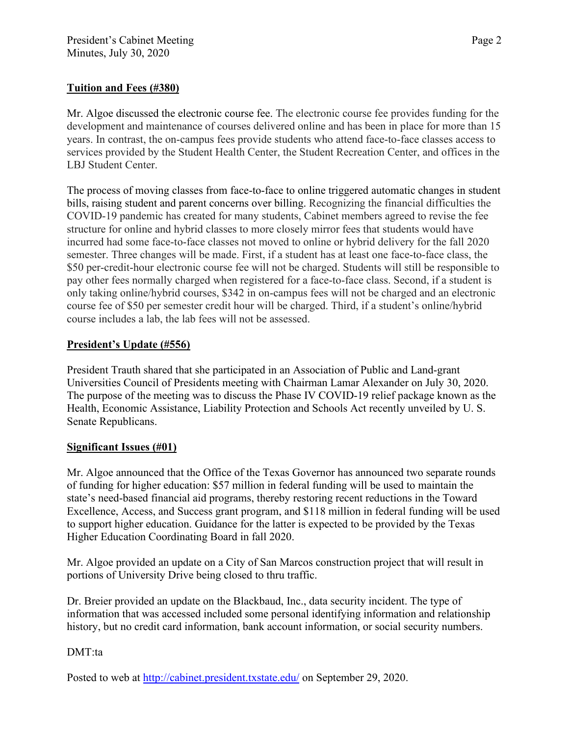**Tuition and Fees (#380)**

Mr. Algoe discussed the electronic course fee. The electronic course fee provides funding for the development and maintenance of courses delivered online and has been in place for more than 15 years. In contrast, the on-campus fees provide students who attend face-to-face classes access to services provided by the Student Health Center, the Student Recreation Center, and offices in the LBJ Student Center.

The process of moving classes from face-to-face to online triggered automatic changes in student bills, raising student and parent concerns over billing. Recognizing the financial difficulties the COVID-19 pandemic has created for many students, Cabinet members agreed to revise the fee structure for online and hybrid classes to more closely mirror fees that students would have incurred had some face-to-face classes not moved to online or hybrid delivery for the fall 2020 semester. Three changes will be made. First, if a student has at least one face-to-face class, the $50 per-credit-hour electronic course fee will not be charged. Students will still be responsible to pay other fees normally charged when registered for a face-to-face class. Second, if a student is only taking online/hybrid courses, $342 in on-campus fees will not be charged and an electronic course fee of $50 per semester credit hour will be charged. Third, if a student's online/hybrid course includes a lab, the lab fees will not be assessed.

**President's Update (#556)**

President Trauth shared that she participated in an Association of Public and Land-grant Universities Council of Presidents meeting with Chairman Lamar Alexander on July 30, 2020. The purpose of the meeting was to discuss the Phase IV COVID-19 relief package known as the Health, Economic Assistance, Liability Protection and Schools Act recently unveiled by U. S. Senate Republicans.

**Significant Issues (#01)**

Mr. Algoe announced that the Office of the Texas Governor has announced two separate rounds of funding for higher education: $57 million in federal funding will be used to maintain the state's need-based financial aid programs, thereby restoring recent reductions in the Toward Excellence, Access, and Success grant program, and $118 million in federal funding will be used to support higher education. Guidance for the latter is expected to be provided by the Texas Higher Education Coordinating Board in fall 2020.

Mr. Algoe provided an update on a City of San Marcos construction project that will result in portions of University Drive being closed to thru traffic.

Dr. Breier provided an update on the Blackbaud, Inc., data security incident. The type of information that was accessed included some personal identifying information and relationship history, but no credit card information, bank account information, or social security numbers.

DMT:ta

Posted to web at http://cabinet.president.txstate.edu/ on September 29, 2020.